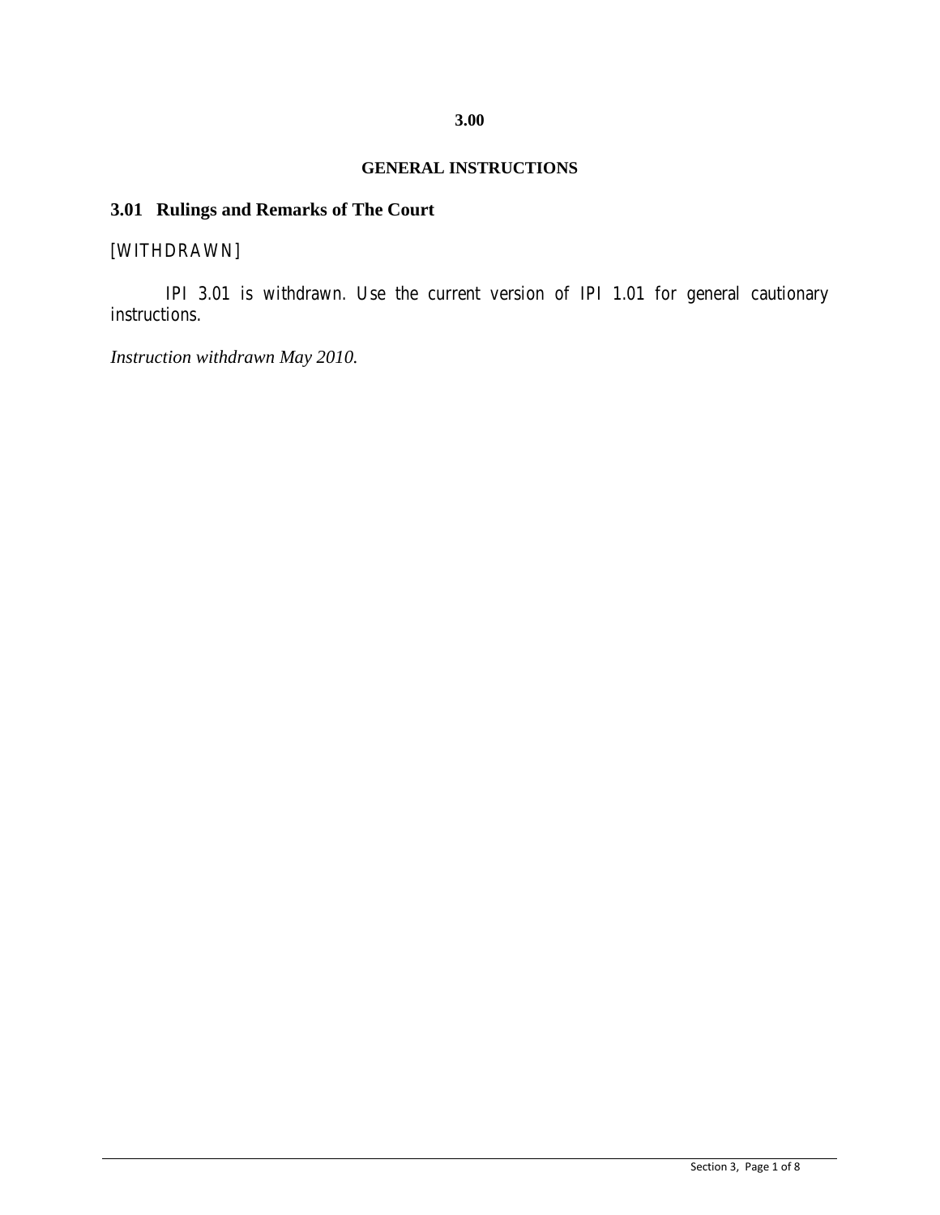# 3.00

## GENERAL INSTRUCTIONS

### 3.01 Rulings and Remarks of The Court

[WITHDRAWN]

IPI 3.01 is withdrawn. Use the current version of IPI 1.01 for general cautionary instructions.

*Instruction withdrawn May 2010.*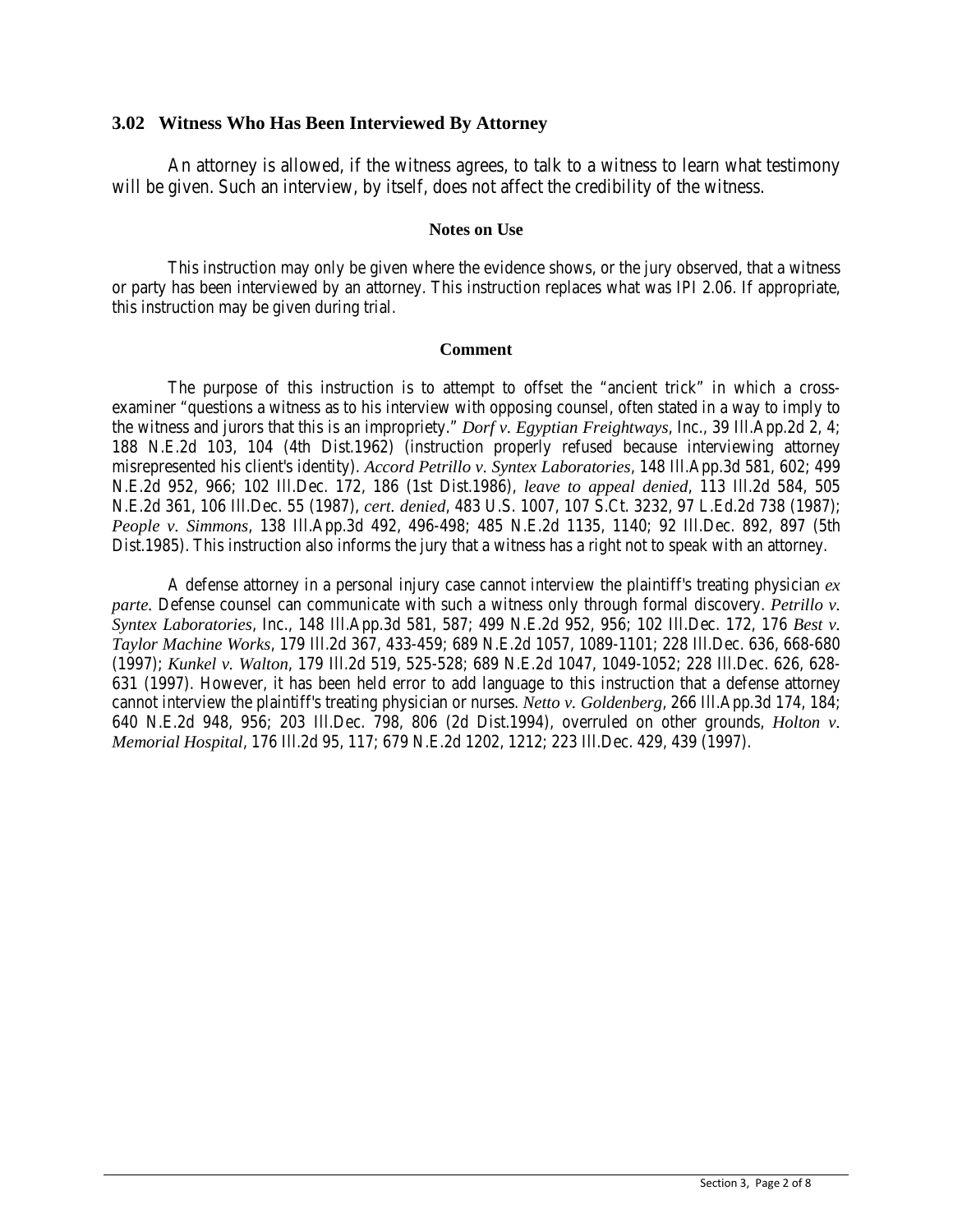### 3.02 Witness Who Has Been Interviewed By Attorney

An attorney is allowed, if the witness agrees, to talk to a witness to learn what testimony will be given. Such an interview, by itself, does not affect the credibility of the witness.

#### Notes on Use

This instruction may only be given where the evidence shows, or the jury observed, that a witness or party has been interviewed by an attorney. This instruction replaces what was IPI 2.06. If appropriate, this instruction may be given during trial.

#### Comment

The purpose of this instruction is to attempt to offset the "ancient trick" in which a cross-examiner "questions a witness as to his interview with opposing counsel, often stated in a way to imply to the witness and jurors that this is an impropriety." *Dorf v. Egyptian Freightways*, Inc., 39 Ill.App.2d 2, 4; 188 N.E.2d 103, 104 (4th Dist.1962) (instruction properly refused because interviewing attorney misrepresented his client's identity). *Accord Petrillo v. Syntex Laboratories*, 148 Ill.App.3d 581, 602; 499 N.E.2d 952, 966; 102 Ill.Dec. 172, 186 (1st Dist.1986), *leave to appeal denied*, 113 Ill.2d 584, 505 N.E.2d 361, 106 Ill.Dec. 55 (1987), *cert. denied*, 483 U.S. 1007, 107 S.Ct. 3232, 97 L.Ed.2d 738 (1987); *People v. Simmons*, 138 Ill.App.3d 492, 496-498; 485 N.E.2d 1135, 1140; 92 Ill.Dec. 892, 897 (5th Dist.1985). This instruction also informs the jury that a witness has a right not to speak with an attorney.

A defense attorney in a personal injury case cannot interview the plaintiff's treating physician *ex parte*. Defense counsel can communicate with such a witness only through formal discovery. *Petrillo v. Syntex Laboratories*, Inc., 148 Ill.App.3d 581, 587; 499 N.E.2d 952, 956; 102 Ill.Dec. 172, 176 *Best v. Taylor Machine Works*, 179 Ill.2d 367, 433-459; 689 N.E.2d 1057, 1089-1101; 228 Ill.Dec. 636, 668-680 (1997); *Kunkel v. Walton*, 179 Ill.2d 519, 525-528; 689 N.E.2d 1047, 1049-1052; 228 Ill.Dec. 626, 628-631 (1997). However, it has been held error to add language to this instruction that a defense attorney cannot interview the plaintiff's treating physician or nurses. *Netto v. Goldenberg*, 266 Ill.App.3d 174, 184; 640 N.E.2d 948, 956; 203 Ill.Dec. 798, 806 (2d Dist.1994), overruled on other grounds, *Holton v. Memorial Hospital*, 176 Ill.2d 95, 117; 679 N.E.2d 1202, 1212; 223 Ill.Dec. 429, 439 (1997).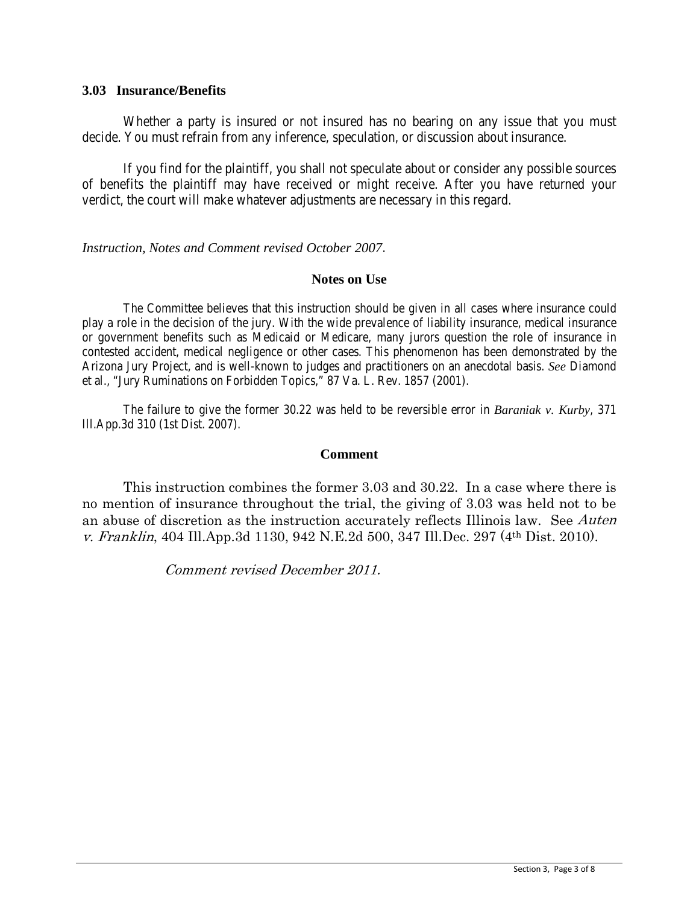### 3.03 Insurance/Benefits

Whether a party is insured or not insured has no bearing on any issue that you must decide. You must refrain from any inference, speculation, or discussion about insurance.

If you find for the plaintiff, you shall not speculate about or consider any possible sources of benefits the plaintiff may have received or might receive. After you have returned your verdict, the court will make whatever adjustments are necessary in this regard.

*Instruction, Notes and Comment revised October 2007.*

**Notes on Use**

The Committee believes that this instruction should be given in all cases where insurance could play a role in the decision of the jury. With the wide prevalence of liability insurance, medical insurance or government benefits such as Medicaid or Medicare, many jurors question the role of insurance in contested accident, medical negligence or other cases. This phenomenon has been demonstrated by the Arizona Jury Project, and is well-known to judges and practitioners on an anecdotal basis. *See* Diamond et al., "Jury Ruminations on Forbidden Topics," 87 Va. L. Rev. 1857 (2001).

The failure to give the former 30.22 was held to be reversible error in *Baraniak v. Kurby*, 371 Ill.App.3d 310 (1st Dist. 2007).

**Comment**

This instruction combines the former 3.03 and 30.22. In a case where there is no mention of insurance throughout the trial, the giving of 3.03 was held not to be an abuse of discretion as the instruction accurately reflects Illinois law. See *Auten v. Franklin*, 404 Ill.App.3d 1130, 942 N.E.2d 500, 347 Ill.Dec. 297 (4th Dist. 2010).

*Comment revised December 2011.*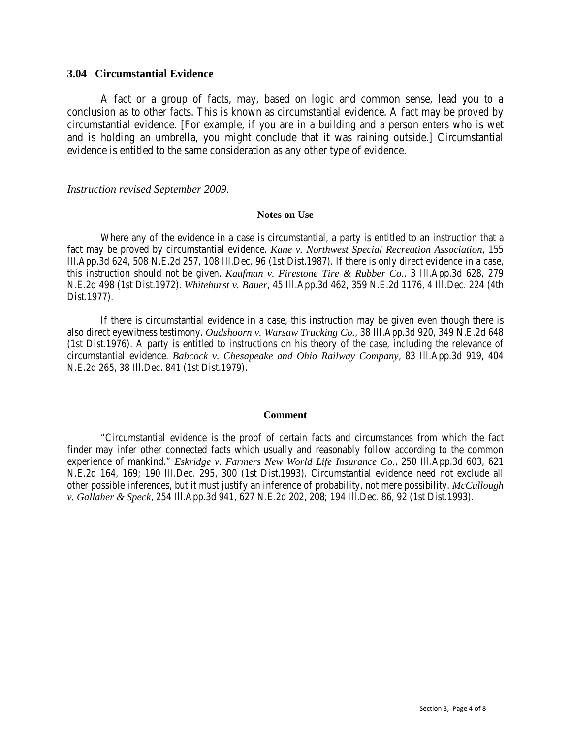## 3.04 Circumstantial Evidence

A fact or a group of facts, may, based on logic and common sense, lead you to a conclusion as to other facts. This is known as circumstantial evidence. A fact may be proved by circumstantial evidence. [For example, if you are in a building and a person enters who is wet and is holding an umbrella, you might conclude that it was raining outside.] Circumstantial evidence is entitled to the same consideration as any other type of evidence.

*Instruction revised September 2009.*

### Notes on Use

Where any of the evidence in a case is circumstantial, a party is entitled to an instruction that a fact may be proved by circumstantial evidence. *Kane v. Northwest Special Recreation Association*, 155 Ill.App.3d 624, 508 N.E.2d 257, 108 Ill.Dec. 96 (1st Dist.1987). If there is only direct evidence in a case, this instruction should not be given. *Kaufman v. Firestone Tire & Rubber Co.*, 3 Ill.App.3d 628, 279 N.E.2d 498 (1st Dist.1972). *Whitehurst v. Bauer*, 45 Ill.App.3d 462, 359 N.E.2d 1176, 4 Ill.Dec. 224 (4th Dist.1977).

If there is circumstantial evidence in a case, this instruction may be given even though there is also direct eyewitness testimony. *Oudshoorn v. Warsaw Trucking Co.*, 38 Ill.App.3d 920, 349 N.E.2d 648 (1st Dist.1976). A party is entitled to instructions on his theory of the case, including the relevance of circumstantial evidence. *Babcock v. Chesapeake and Ohio Railway Company*, 83 Ill.App.3d 919, 404 N.E.2d 265, 38 Ill.Dec. 841 (1st Dist.1979).

### Comment

"Circumstantial evidence is the proof of certain facts and circumstances from which the fact finder may infer other connected facts which usually and reasonably follow according to the common experience of mankind." *Eskridge v. Farmers New World Life Insurance Co.*, 250 Ill.App.3d 603, 621 N.E.2d 164, 169; 190 Ill.Dec. 295, 300 (1st Dist.1993). Circumstantial evidence need not exclude all other possible inferences, but it must justify an inference of probability, not mere possibility. *McCullough v. Gallaher & Speck*, 254 Ill.App.3d 941, 627 N.E.2d 202, 208; 194 Ill.Dec. 86, 92 (1st Dist.1993).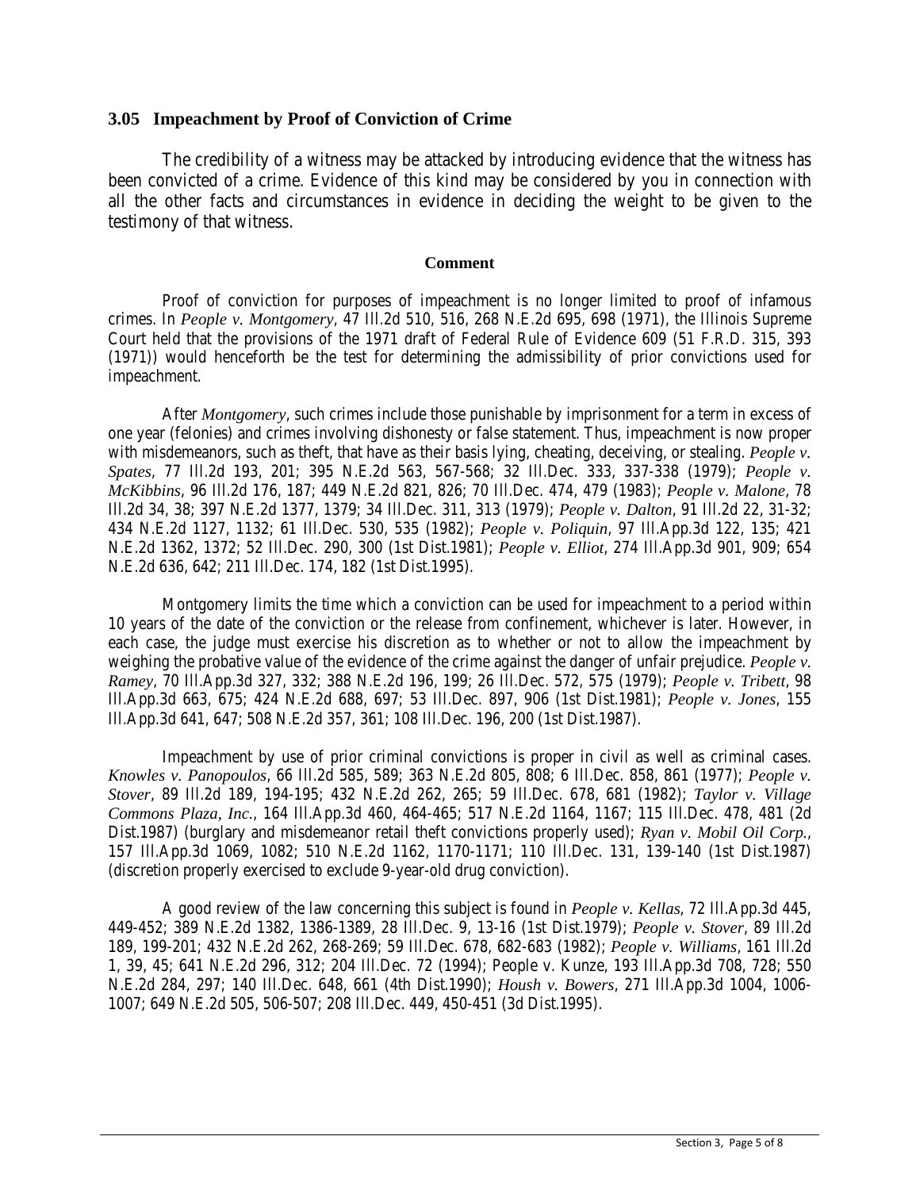### 3.05 Impeachment by Proof of Conviction of Crime

The credibility of a witness may be attacked by introducing evidence that the witness has been convicted of a crime. Evidence of this kind may be considered by you in connection with all the other facts and circumstances in evidence in deciding the weight to be given to the testimony of that witness.

**Comment**

Proof of conviction for purposes of impeachment is no longer limited to proof of infamous crimes. In *People v. Montgomery*, 47 Ill.2d 510, 516, 268 N.E.2d 695, 698 (1971), the Illinois Supreme Court held that the provisions of the 1971 draft of Federal Rule of Evidence 609 (51 F.R.D. 315, 393 (1971)) would henceforth be the test for determining the admissibility of prior convictions used for impeachment.

After *Montgomery*, such crimes include those punishable by imprisonment for a term in excess of one year (felonies) and crimes involving dishonesty or false statement. Thus, impeachment is now proper with misdemeanors, such as theft, that have as their basis lying, cheating, deceiving, or stealing. *People v. Spates*, 77 Ill.2d 193, 201; 395 N.E.2d 563, 567-568; 32 Ill.Dec. 333, 337-338 (1979); *People v. McKibbins*, 96 Ill.2d 176, 187; 449 N.E.2d 821, 826; 70 Ill.Dec. 474, 479 (1983); *People v. Malone*, 78 Ill.2d 34, 38; 397 N.E.2d 1377, 1379; 34 Ill.Dec. 311, 313 (1979); *People v. Dalton*, 91 Ill.2d 22, 31-32; 434 N.E.2d 1127, 1132; 61 Ill.Dec. 530, 535 (1982); *People v. Poliquin*, 97 Ill.App.3d 122, 135; 421 N.E.2d 1362, 1372; 52 Ill.Dec. 290, 300 (1st Dist.1981); *People v. Elliot*, 274 Ill.App.3d 901, 909; 654 N.E.2d 636, 642; 211 Ill.Dec. 174, 182 (1st Dist.1995).

Montgomery limits the time which a conviction can be used for impeachment to a period within 10 years of the date of the conviction or the release from confinement, whichever is later. However, in each case, the judge must exercise his discretion as to whether or not to allow the impeachment by weighing the probative value of the evidence of the crime against the danger of unfair prejudice. *People v. Ramey*, 70 Ill.App.3d 327, 332; 388 N.E.2d 196, 199; 26 Ill.Dec. 572, 575 (1979); *People v. Tribett*, 98 Ill.App.3d 663, 675; 424 N.E.2d 688, 697; 53 Ill.Dec. 897, 906 (1st Dist.1981); *People v. Jones*, 155 Ill.App.3d 641, 647; 508 N.E.2d 357, 361; 108 Ill.Dec. 196, 200 (1st Dist.1987).

Impeachment by use of prior criminal convictions is proper in civil as well as criminal cases. *Knowles v. Panopoulos*, 66 Ill.2d 585, 589; 363 N.E.2d 805, 808; 6 Ill.Dec. 858, 861 (1977); *People v. Stover*, 89 Ill.2d 189, 194-195; 432 N.E.2d 262, 265; 59 Ill.Dec. 678, 681 (1982); *Taylor v. Village Commons Plaza, Inc.*, 164 Ill.App.3d 460, 464-465; 517 N.E.2d 1164, 1167; 115 Ill.Dec. 478, 481 (2d Dist.1987) (burglary and misdemeanor retail theft convictions properly used); *Ryan v. Mobil Oil Corp.*, 157 Ill.App.3d 1069, 1082; 510 N.E.2d 1162, 1170-1171; 110 Ill.Dec. 131, 139-140 (1st Dist.1987) (discretion properly exercised to exclude 9-year-old drug conviction).

A good review of the law concerning this subject is found in *People v. Kellas*, 72 Ill.App.3d 445, 449-452; 389 N.E.2d 1382, 1386-1389, 28 Ill.Dec. 9, 13-16 (1st Dist.1979); *People v. Stover*, 89 Ill.2d 189, 199-201; 432 N.E.2d 262, 268-269; 59 Ill.Dec. 678, 682-683 (1982); *People v. Williams*, 161 Ill.2d 1, 39, 45; 641 N.E.2d 296, 312; 204 Ill.Dec. 72 (1994); People v. Kunze, 193 Ill.App.3d 708, 728; 550 N.E.2d 284, 297; 140 Ill.Dec. 648, 661 (4th Dist.1990); *Housh v. Bowers*, 271 Ill.App.3d 1004, 1006-1007; 649 N.E.2d 505, 506-507; 208 Ill.Dec. 449, 450-451 (3d Dist.1995).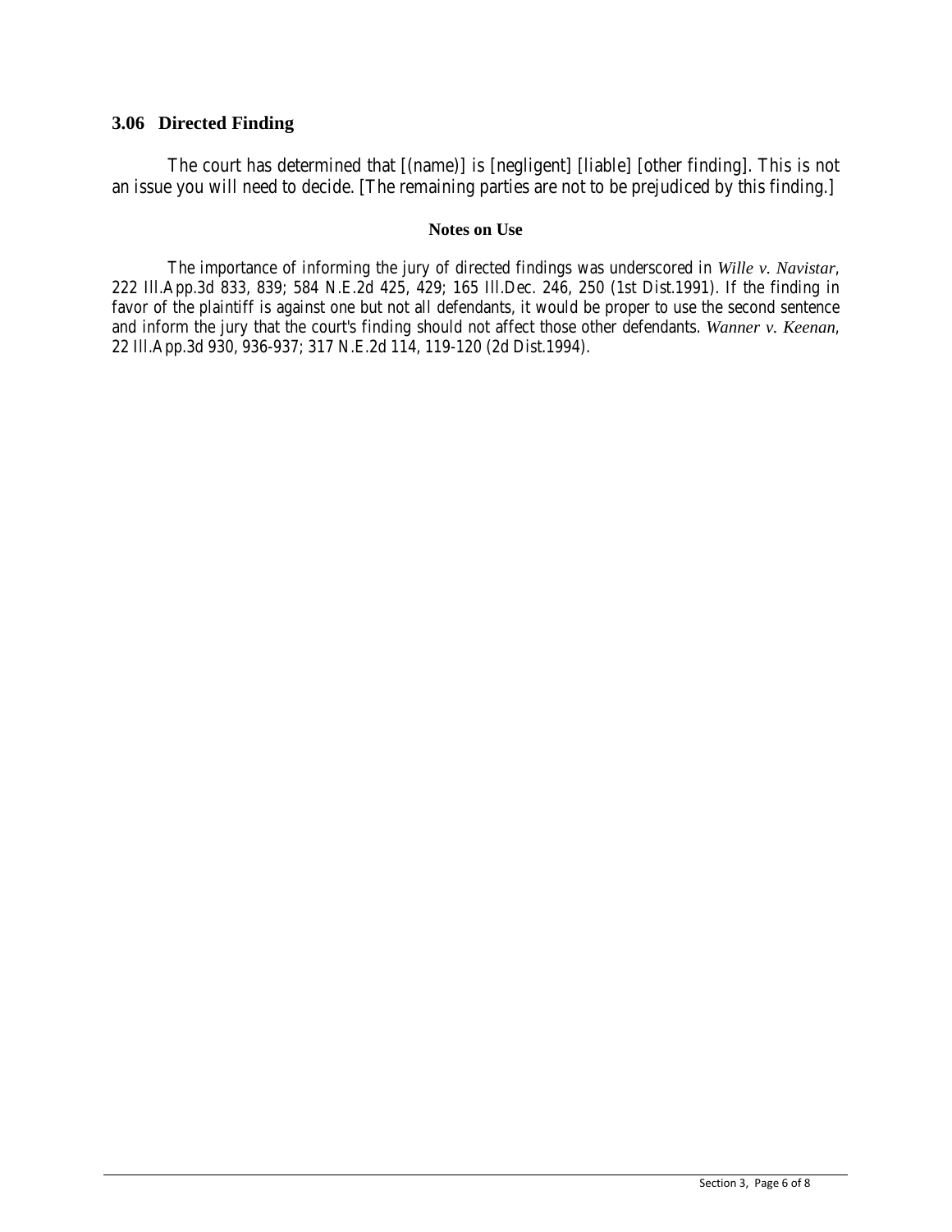### 3.06 Directed Finding

The court has determined that [(name)] is [negligent] [liable] [other finding]. This is not an issue you will need to decide. [The remaining parties are not to be prejudiced by this finding.]

**Notes on Use**

The importance of informing the jury of directed findings was underscored in *Wille v. Navistar*, 222 Ill.App.3d 833, 839; 584 N.E.2d 425, 429; 165 Ill.Dec. 246, 250 (1st Dist.1991). If the finding in favor of the plaintiff is against one but not all defendants, it would be proper to use the second sentence and inform the jury that the court's finding should not affect those other defendants. *Wanner v. Keenan*, 22 Ill.App.3d 930, 936-937; 317 N.E.2d 114, 119-120 (2d Dist.1994).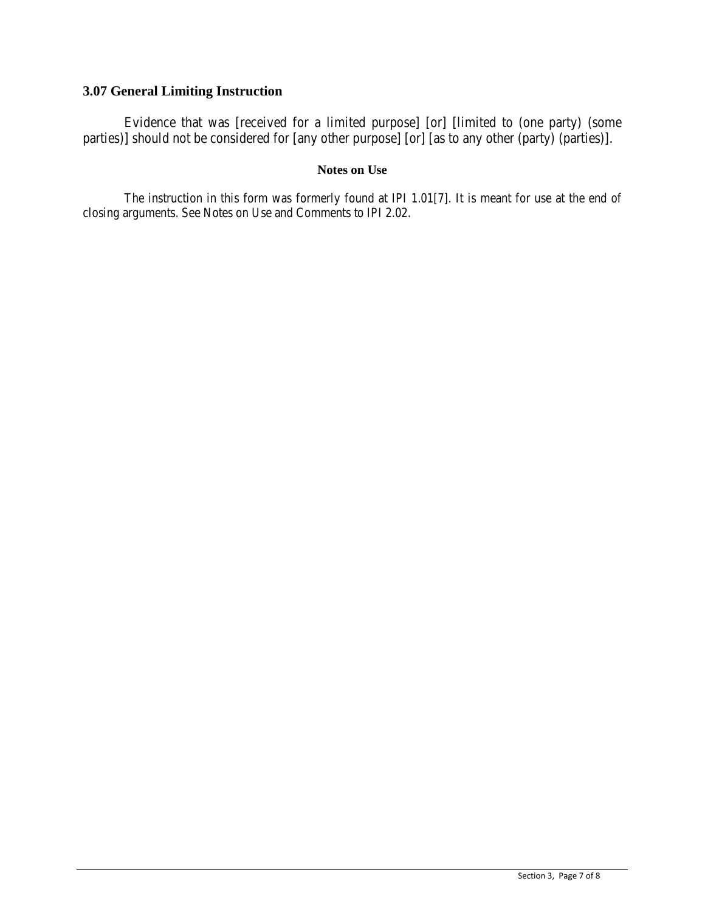## 3.07 General Limiting Instruction

Evidence that was [received for a limited purpose] [or] [limited to (one party) (some parties)] should not be considered for [any other purpose] [or] [as to any other (party) (parties)].

### Notes on Use

The instruction in this form was formerly found at IPI 1.01[7]. It is meant for use at the end of closing arguments. See Notes on Use and Comments to IPI 2.02.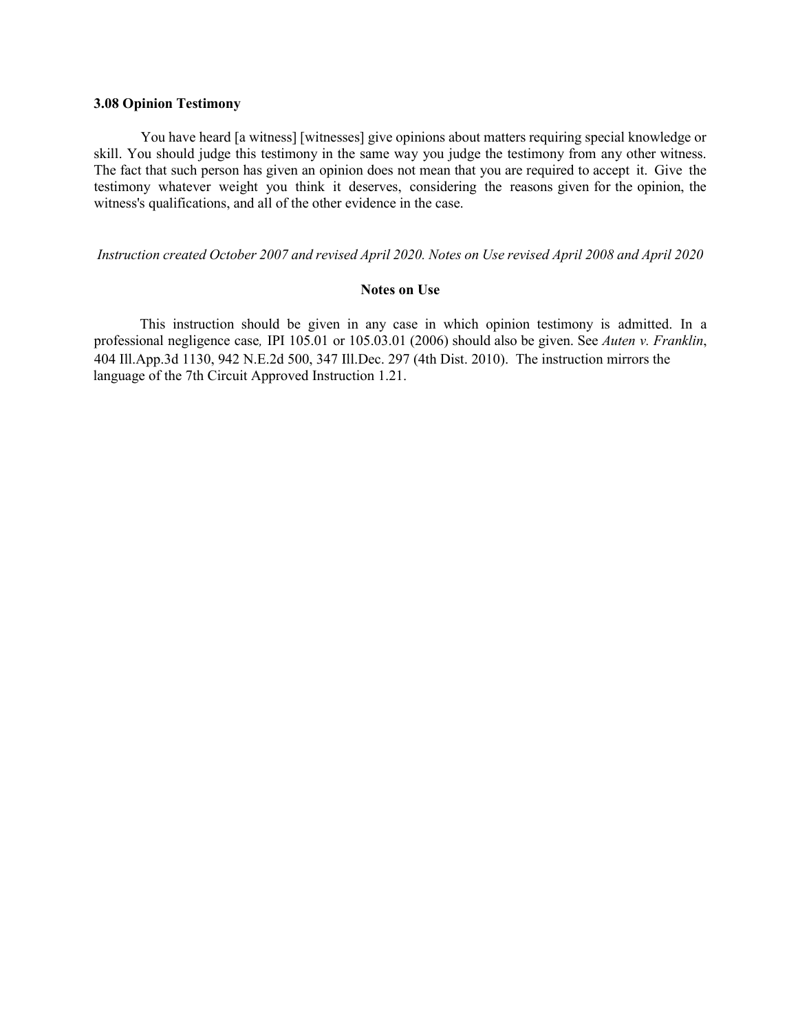**3.08 Opinion Testimony**

You have heard [a witness] [witnesses] give opinions about matters requiring special knowledge or skill. You should judge this testimony in the same way you judge the testimony from any other witness. The fact that such person has given an opinion does not mean that you are required to accept it. Give the testimony whatever weight you think it deserves, considering the reasons given for the opinion, the witness's qualifications, and all of the other evidence in the case.

*Instruction created October 2007 and revised April 2020. Notes on Use revised April 2008 and April 2020*

**Notes on Use**

This instruction should be given in any case in which opinion testimony is admitted. In a professional negligence case, IPI 105.01 or 105.03.01 (2006) should also be given. See *Auten v. Franklin*, 404 Ill.App.3d 1130, 942 N.E.2d 500, 347 Ill.Dec. 297 (4th Dist. 2010). The instruction mirrors the language of the 7th Circuit Approved Instruction 1.21.